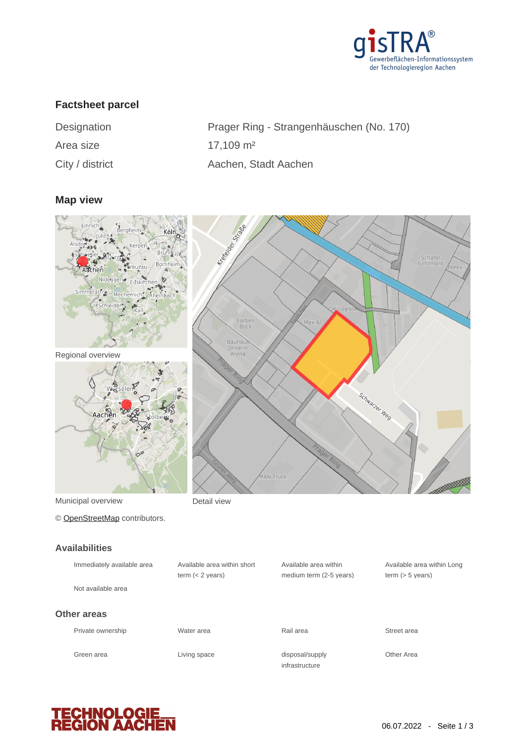## Factsheet parcel

| | |
|---|---|
| Designation | Prager Ring - Strangenhäuschen (No. 170) |
| Area size | 17,109 m² |
| City / district | Aachen, Stadt Aachen |

## Map view

Regional overview

Municipal overview

Detail view

© OpenStreetMap contributors.

## Availabilities

- Immediately available area
- Available area within short term (< 2 years)
- Available area within medium term (2-5 years)
- Available area within Long term (> 5 years)
- Not available area

## Other areas

- Private ownership
- Water area
- Rail area
- Street area
- Green area
- Living space
- disposal/supply infrastructure
- Other Area

06.07.2022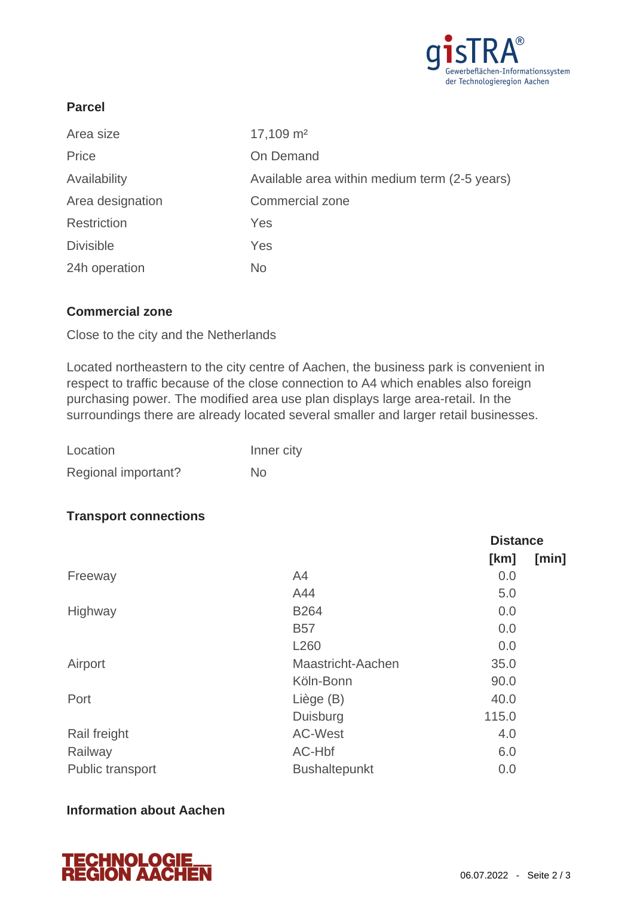## Parcel

| | |
|---|---|
| Area size | 17,109 m² |
| Price | On Demand |
| Availability | Available area within medium term (2-5 years) |
| Area designation | Commercial zone |
| Restriction | Yes |
| Divisible | Yes |
| 24h operation | No |

## Commercial zone

Close to the city and the Netherlands

Located northeastern to the city centre of Aachen, the business park is convenient in respect to traffic because of the close connection to A4 which enables also foreign purchasing power. The modified area use plan displays large area-retail. In the surroundings there are already located several smaller and larger retail businesses.

| | |
|---|---|
| Location | Inner city |
| Regional important? | No |

## Transport connections

| | | Distance | |
|---|---|---|---|
| | | [km] | [min] |
| Freeway | A4 | 0.0 | |
| | A44 | 5.0 | |
| Highway | B264 | 0.0 | |
| | B57 | 0.0 | |
| | L260 | 0.0 | |
| Airport | Maastricht-Aachen | 35.0 | |
| | Köln-Bonn | 90.0 | |
| Port | Liège (B) | 40.0 | |
| | Duisburg | 115.0 | |
| Rail freight | AC-West | 4.0 | |
| Railway | AC-Hbf | 6.0 | |
| Public transport | Bushaltepunkt | 0.0 | |

## Information about Aachen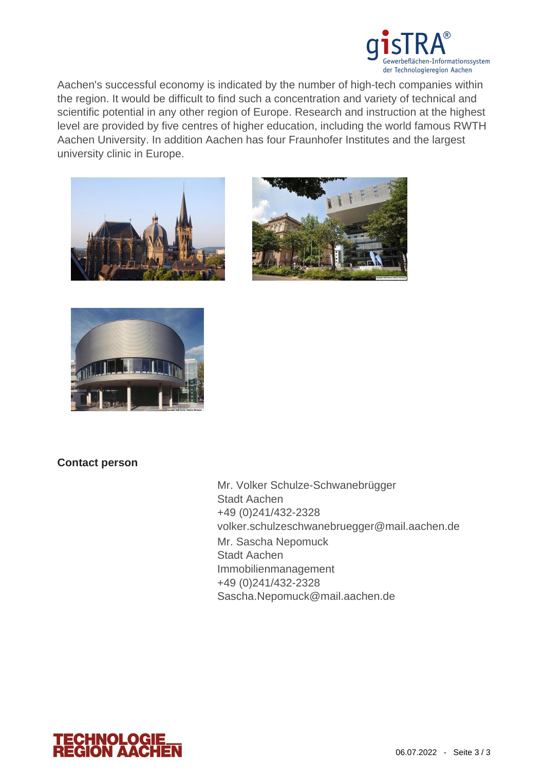Aachen's successful economy is indicated by the number of high-tech companies within the region. It would be difficult to find such a concentration and variety of technical and scientific potential in any other region of Europe. Research and instruction at the highest level are provided by five centres of higher education, including the world famous RWTH Aachen University. In addition Aachen has four Fraunhofer Institutes and the largest university clinic in Europe.

**Contact person**

Mr. Volker Schulze-Schwanebrügger
Stadt Aachen
+49 (0)241/432-2328
volker.schulzeschwanebruegger@mail.aachen.de

Mr. Sascha Nepomuck
Stadt Aachen
Immobilienmanagement
+49 (0)241/432-2328
Sascha.Nepomuck@mail.aachen.de